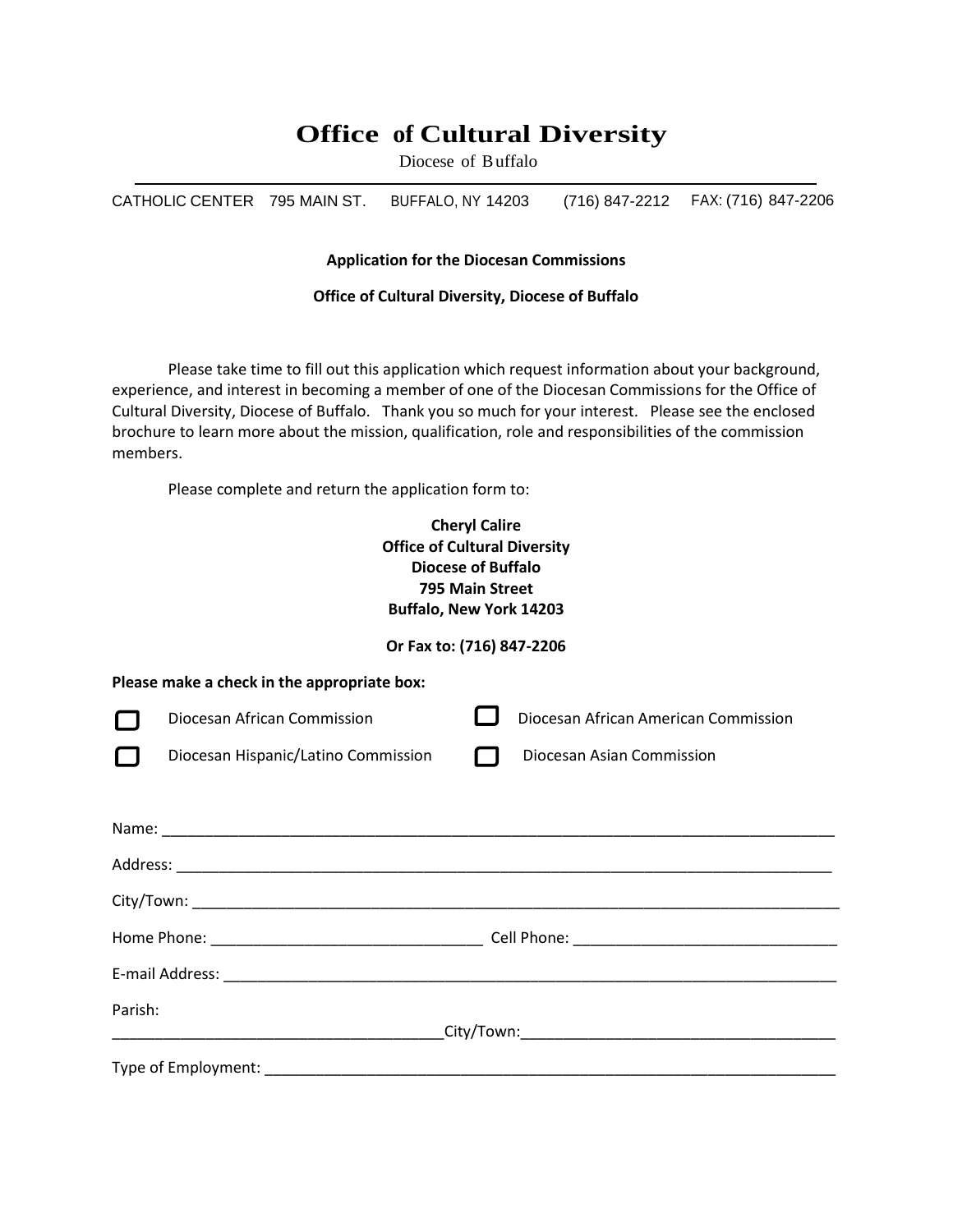# Office of Cultural Diversity

Diocese of Buffalo

---

CATHOLIC CENTER 795 MAIN ST. BUFFALO, NY 14203 (716) 847-2212 FAX: (716) 847-2206

**Application for the Diocesan Commissions**

**Office of Cultural Diversity, Diocese of Buffalo**

Please take time to fill out this application which request information about your background, experience, and interest in becoming a member of one of the Diocesan Commissions for the Office of Cultural Diversity, Diocese of Buffalo. Thank you so much for your interest. Please see the enclosed brochure to learn more about the mission, qualification, role and responsibilities of the commission members.

Please complete and return the application form to:

**Cheryl Calire**
**Office of Cultural Diversity**
**Diocese of Buffalo**
**795 Main Street**
**Buffalo, New York 14203**

**Or Fax to: (716) 847-2206**

**Please make a check in the appropriate box:**

- ☐ Diocesan African Commission
- ☐ Diocesan African American Commission
- ☐ Diocesan Hispanic/Latino Commission
- ☐ Diocesan Asian Commission

Name: ________________________________________________________________________________

Address: ______________________________________________________________________________

City/Town: _____________________________________________________________________________

Home Phone: ________________________________ Cell Phone: ______________________________

E-mail Address: _________________________________________________________________________

Parish: _______________________________________City/Town:____________________________________

Type of Employment: _____________________________________________________________________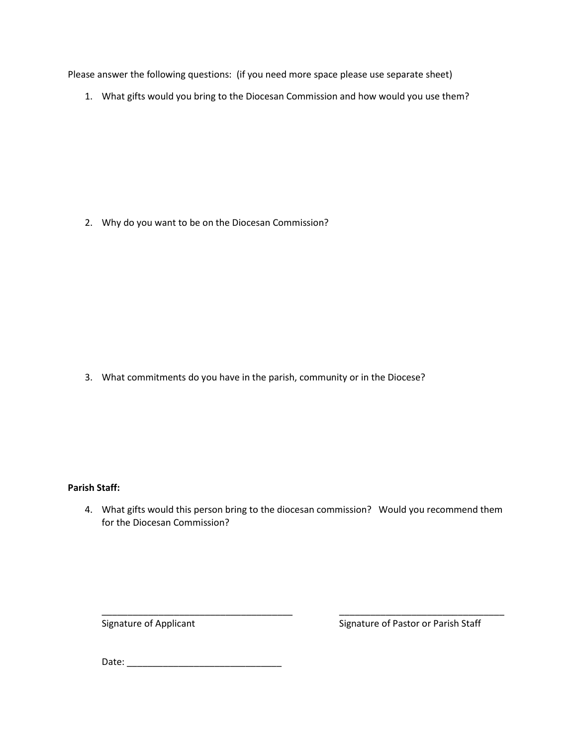Please answer the following questions: (if you need more space please use separate sheet)

1. What gifts would you bring to the Diocesan Commission and how would you use them?

2. Why do you want to be on the Diocesan Commission?

3. What commitments do you have in the parish, community or in the Diocese?

**Parish Staff:**

4. What gifts would this person bring to the diocesan commission? Would you recommend them for the Diocesan Commission?

______________________________________ Signature of Applicant

_________________________________ Signature of Pastor or Parish Staff

Date: ______________________________